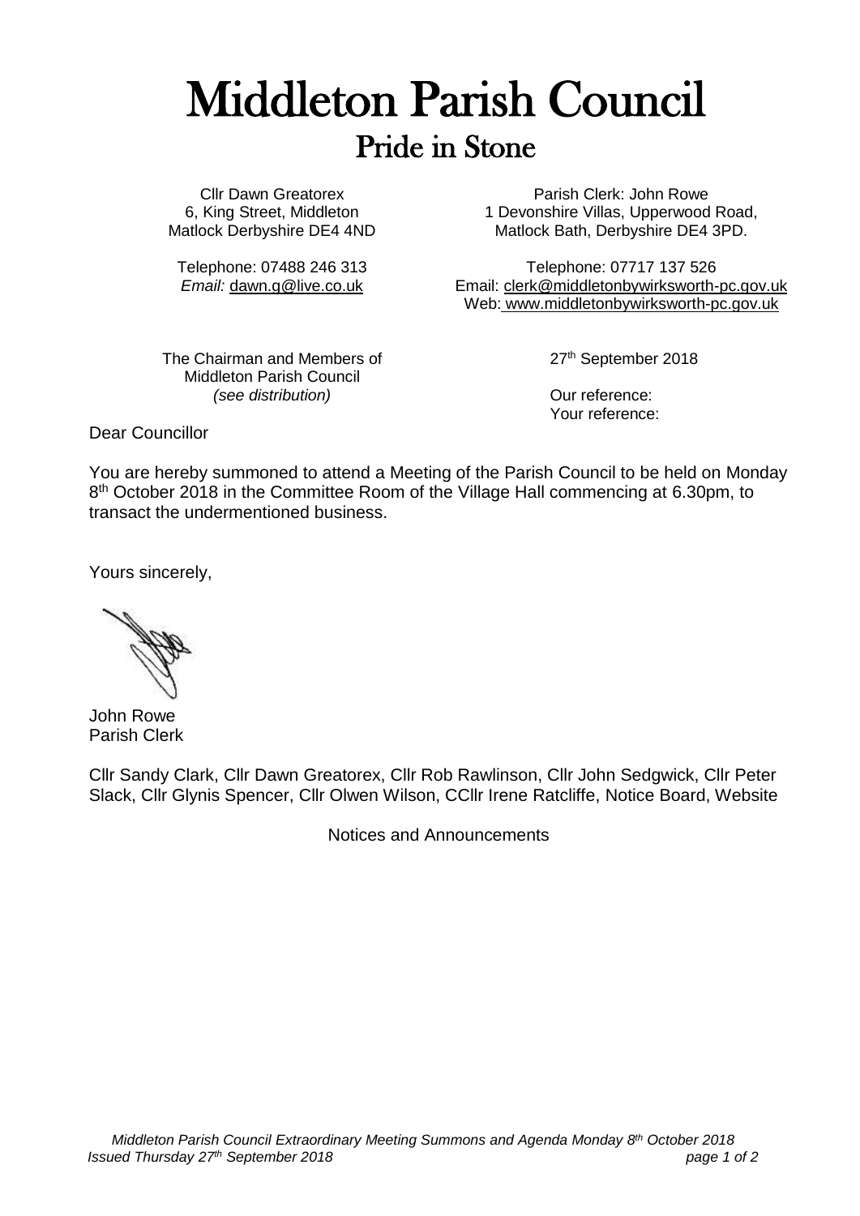# Middleton Parish Council

## Pride in Stone

Cllr Dawn Greatorex
6, King Street, Middleton
Matlock Derbyshire DE4 4ND

Telephone: 07488 246 313
*Email:* dawn.g@live.co.uk

Parish Clerk: John Rowe
1 Devonshire Villas, Upperwood Road,
Matlock Bath, Derbyshire DE4 3PD.

Telephone: 07717 137 526
Email: clerk@middletonbywirksworth-pc.gov.uk
Web: www.middletonbywirksworth-pc.gov.uk

The Chairman and Members of
Middleton Parish Council
*(see distribution)*

27th September 2018

Our reference:
Your reference:

Dear Councillor

You are hereby summoned to attend a Meeting of the Parish Council to be held on Monday 8th October 2018 in the Committee Room of the Village Hall commencing at 6.30pm, to transact the undermentioned business.

Yours sincerely,

John Rowe
Parish Clerk

Cllr Sandy Clark, Cllr Dawn Greatorex, Cllr Rob Rawlinson, Cllr John Sedgwick, Cllr Peter Slack, Cllr Glynis Spencer, Cllr Olwen Wilson, CCllr Irene Ratcliffe, Notice Board, Website

Notices and Announcements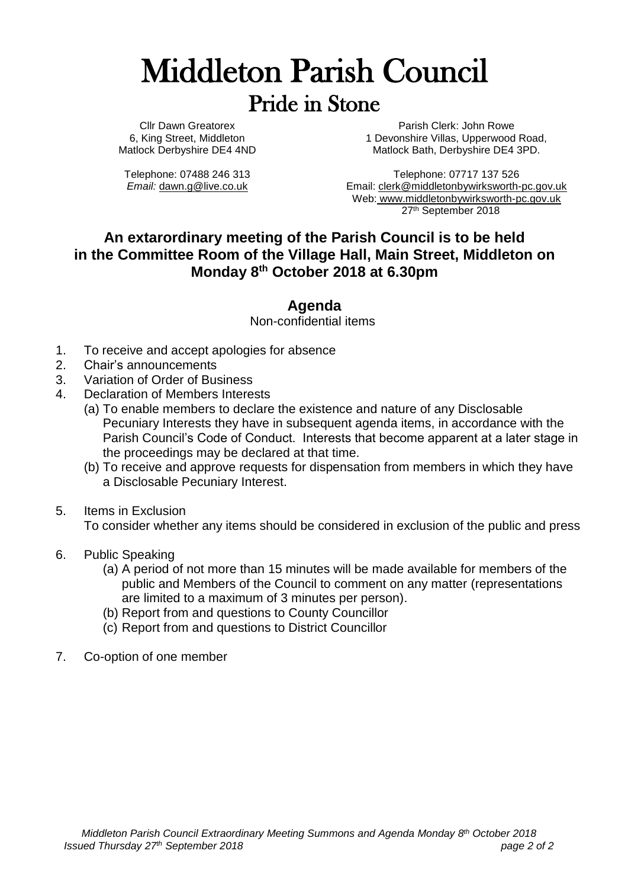# Middleton Parish Council

## Pride in Stone

Cllr Dawn Greatorex
6, King Street, Middleton
Matlock Derbyshire DE4 4ND

Telephone: 07488 246 313
*Email:* dawn.g@live.co.uk

Parish Clerk: John Rowe
1 Devonshire Villas, Upperwood Road,
Matlock Bath, Derbyshire DE4 3PD.

Telephone: 07717 137 526
Email: clerk@middletonbywirksworth-pc.gov.uk
Web: www.middletonbywirksworth-pc.gov.uk
27th September 2018

**An extarordinary meeting of the Parish Council is to be held in the Committee Room of the Village Hall, Main Street, Middleton on Monday 8th October 2018 at 6.30pm**

## Agenda

Non-confidential items

1. To receive and accept apologies for absence
2. Chair's announcements
3. Variation of Order of Business
4. Declaration of Members Interests
   (a) To enable members to declare the existence and nature of any Disclosable Pecuniary Interests they have in subsequent agenda items, in accordance with the Parish Council's Code of Conduct. Interests that become apparent at a later stage in the proceedings may be declared at that time.
   (b) To receive and approve requests for dispensation from members in which they have a Disclosable Pecuniary Interest.
5. Items in Exclusion
   To consider whether any items should be considered in exclusion of the public and press
6. Public Speaking
   (a) A period of not more than 15 minutes will be made available for members of the public and Members of the Council to comment on any matter (representations are limited to a maximum of 3 minutes per person).
   (b) Report from and questions to County Councillor
   (c) Report from and questions to District Councillor
7. Co-option of one member